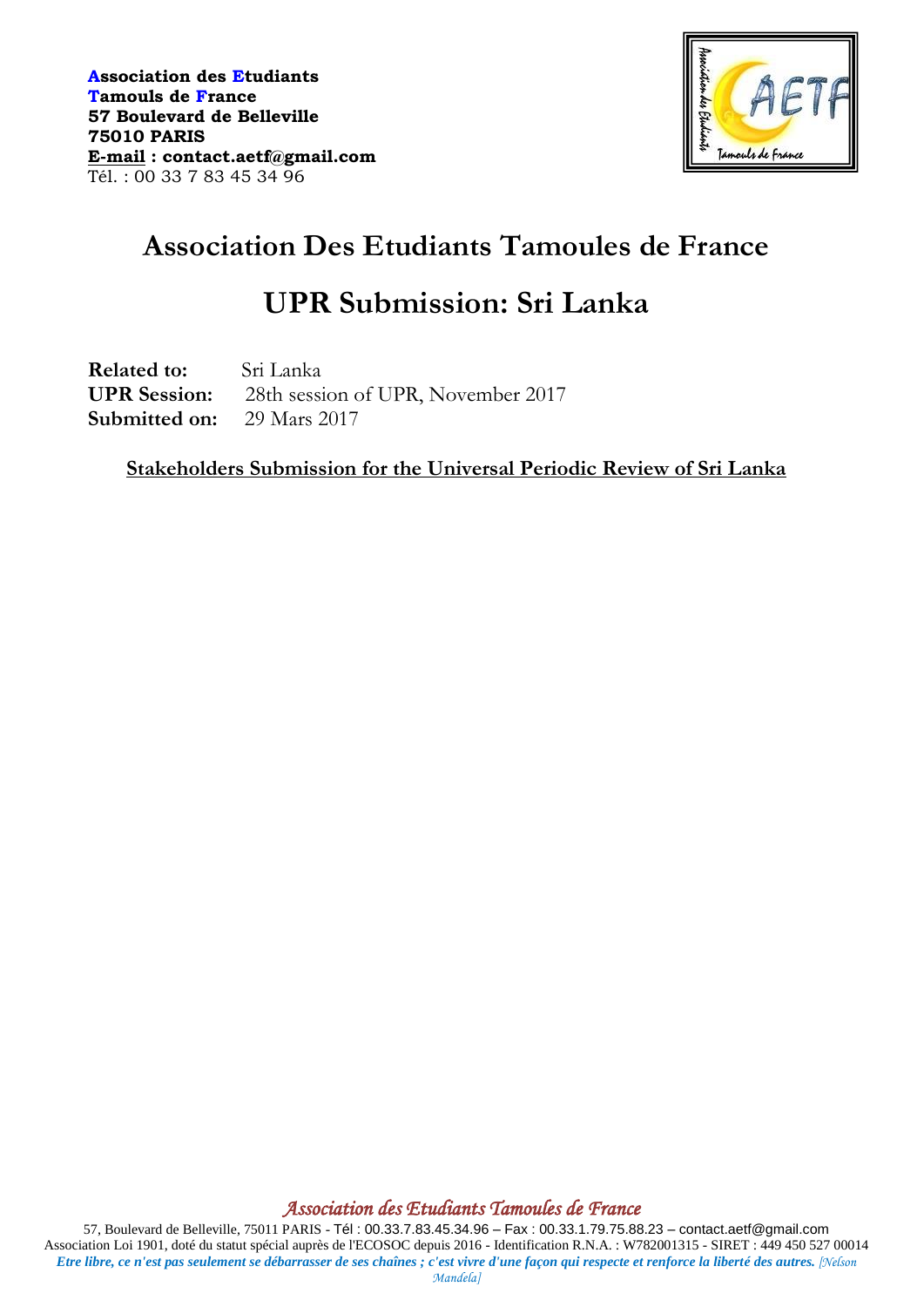**Association des Etudiants**
**Tamouls de France**
**57 Boulevard de Belleville**
**75010 PARIS**
**E-mail : contact.aetf@gmail.com**
Tél. : 00 33 7 83 45 34 96

# Association Des Etudiants Tamoules de France

# UPR Submission: Sri Lanka

**Related to:** Sri Lanka
**UPR Session:** 28th session of UPR, November 2017
**Submitted on:** 29 Mars 2017

**Stakeholders Submission for the Universal Periodic Review of Sri Lanka**

*Association des Etudiants Tamoules de France*

57, Boulevard de Belleville, 75011 PARIS - Tél : 00.33.7.83.45.34.96 – Fax : 00.33.1.79.75.88.23 – contact.aetf@gmail.com
Association Loi 1901, doté du statut spécial auprès de l'ECOSOC depuis 2016 - Identification R.N.A. : W782001315 - SIRET : 449 450 527 00014
***Etre libre, ce n'est pas seulement se débarrasser de ses chaînes ; c'est vivre d'une façon qui respecte et renforce la liberté des autres.*** *[Nelson Mandela]*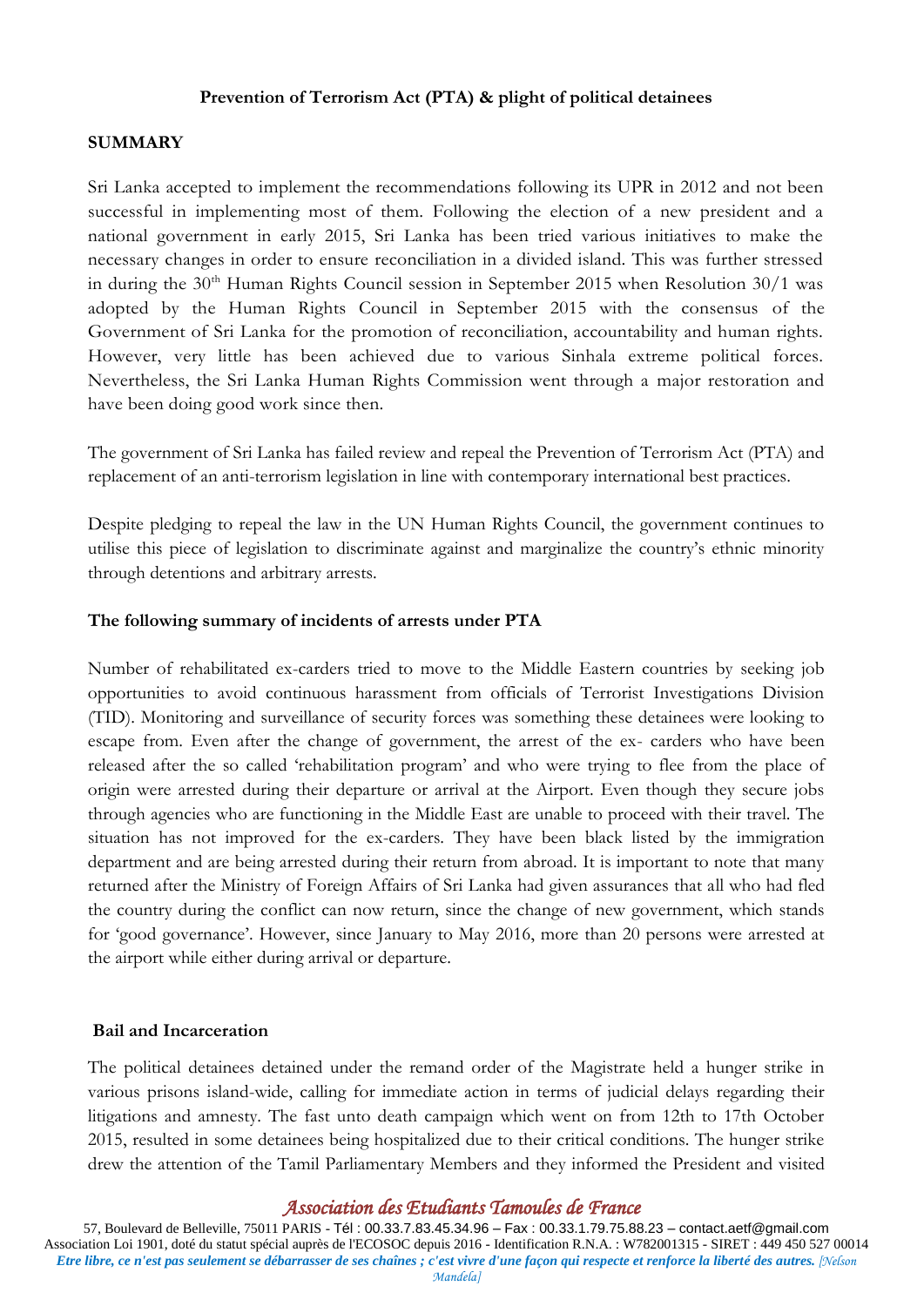**Prevention of Terrorism Act (PTA) & plight of political detainees**

**SUMMARY**

Sri Lanka accepted to implement the recommendations following its UPR in 2012 and not been successful in implementing most of them. Following the election of a new president and a national government in early 2015, Sri Lanka has been tried various initiatives to make the necessary changes in order to ensure reconciliation in a divided island. This was further stressed in during the 30th Human Rights Council session in September 2015 when Resolution 30/1 was adopted by the Human Rights Council in September 2015 with the consensus of the Government of Sri Lanka for the promotion of reconciliation, accountability and human rights. However, very little has been achieved due to various Sinhala extreme political forces. Nevertheless, the Sri Lanka Human Rights Commission went through a major restoration and have been doing good work since then.

The government of Sri Lanka has failed review and repeal the Prevention of Terrorism Act (PTA) and replacement of an anti-terrorism legislation in line with contemporary international best practices.

Despite pledging to repeal the law in the UN Human Rights Council, the government continues to utilise this piece of legislation to discriminate against and marginalize the country's ethnic minority through detentions and arbitrary arrests.

**The following summary of incidents of arrests under PTA**

Number of rehabilitated ex-carders tried to move to the Middle Eastern countries by seeking job opportunities to avoid continuous harassment from officials of Terrorist Investigations Division (TID). Monitoring and surveillance of security forces was something these detainees were looking to escape from. Even after the change of government, the arrest of the ex- carders who have been released after the so called 'rehabilitation program' and who were trying to flee from the place of origin were arrested during their departure or arrival at the Airport. Even though they secure jobs through agencies who are functioning in the Middle East are unable to proceed with their travel. The situation has not improved for the ex-carders. They have been black listed by the immigration department and are being arrested during their return from abroad. It is important to note that many returned after the Ministry of Foreign Affairs of Sri Lanka had given assurances that all who had fled the country during the conflict can now return, since the change of new government, which stands for 'good governance'. However, since January to May 2016, more than 20 persons were arrested at the airport while either during arrival or departure.

**Bail and Incarceration**

The political detainees detained under the remand order of the Magistrate held a hunger strike in various prisons island-wide, calling for immediate action in terms of judicial delays regarding their litigations and amnesty. The fast unto death campaign which went on from 12th to 17th October 2015, resulted in some detainees being hospitalized due to their critical conditions. The hunger strike drew the attention of the Tamil Parliamentary Members and they informed the President and visited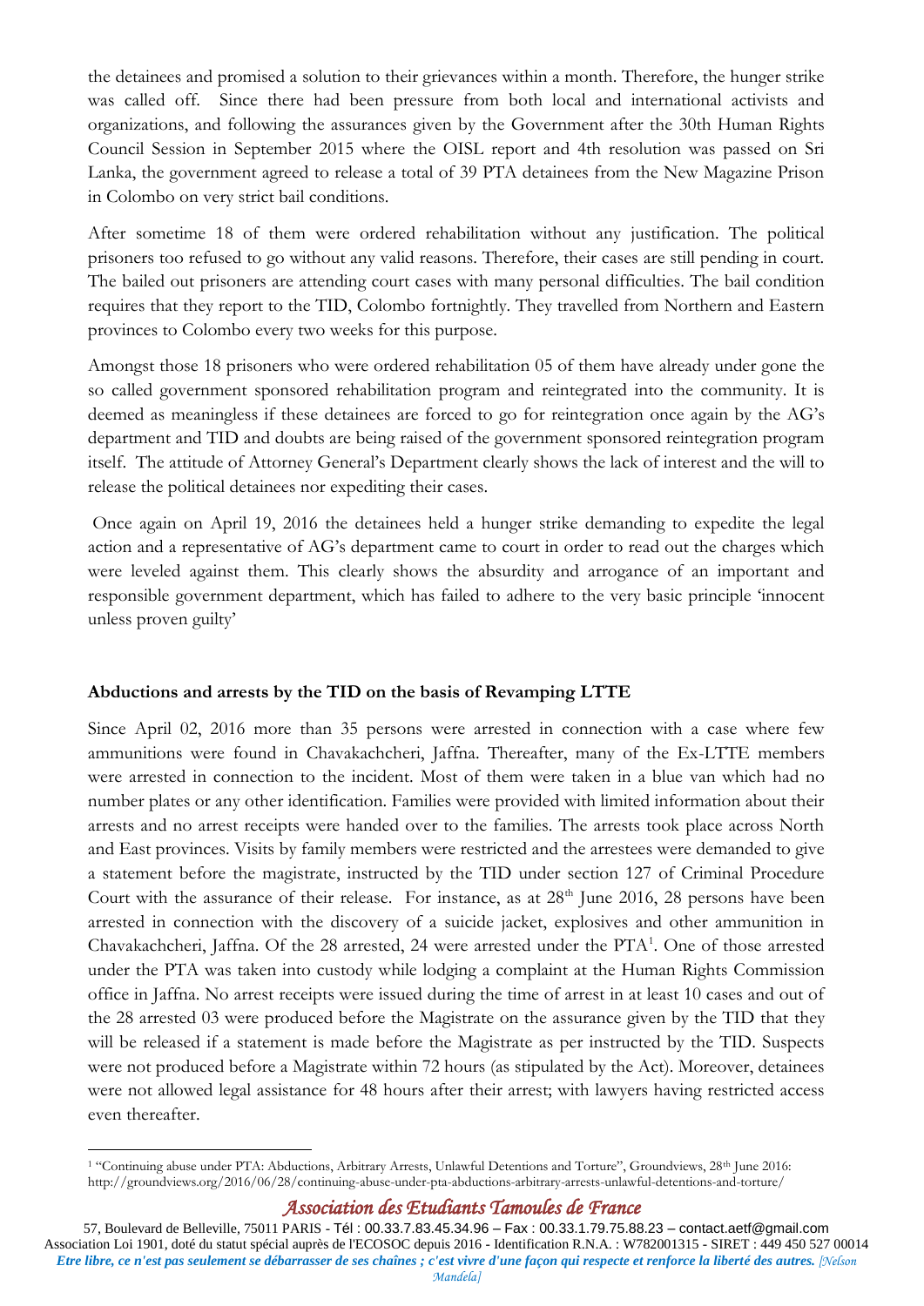the detainees and promised a solution to their grievances within a month. Therefore, the hunger strike was called off. Since there had been pressure from both local and international activists and organizations, and following the assurances given by the Government after the 30th Human Rights Council Session in September 2015 where the OISL report and 4th resolution was passed on Sri Lanka, the government agreed to release a total of 39 PTA detainees from the New Magazine Prison in Colombo on very strict bail conditions.

After sometime 18 of them were ordered rehabilitation without any justification. The political prisoners too refused to go without any valid reasons. Therefore, their cases are still pending in court. The bailed out prisoners are attending court cases with many personal difficulties. The bail condition requires that they report to the TID, Colombo fortnightly. They travelled from Northern and Eastern provinces to Colombo every two weeks for this purpose.

Amongst those 18 prisoners who were ordered rehabilitation 05 of them have already under gone the so called government sponsored rehabilitation program and reintegrated into the community. It is deemed as meaningless if these detainees are forced to go for reintegration once again by the AG's department and TID and doubts are being raised of the government sponsored reintegration program itself. The attitude of Attorney General's Department clearly shows the lack of interest and the will to release the political detainees nor expediting their cases.

Once again on April 19, 2016 the detainees held a hunger strike demanding to expedite the legal action and a representative of AG's department came to court in order to read out the charges which were leveled against them. This clearly shows the absurdity and arrogance of an important and responsible government department, which has failed to adhere to the very basic principle 'innocent unless proven guilty'

**Abductions and arrests by the TID on the basis of Revamping LTTE**

Since April 02, 2016 more than 35 persons were arrested in connection with a case where few ammunitions were found in Chavakachcheri, Jaffna. Thereafter, many of the Ex-LTTE members were arrested in connection to the incident. Most of them were taken in a blue van which had no number plates or any other identification. Families were provided with limited information about their arrests and no arrest receipts were handed over to the families. The arrests took place across North and East provinces. Visits by family members were restricted and the arrestees were demanded to give a statement before the magistrate, instructed by the TID under section 127 of Criminal Procedure Court with the assurance of their release. For instance, as at 28th June 2016, 28 persons have been arrested in connection with the discovery of a suicide jacket, explosives and other ammunition in Chavakachcheri, Jaffna. Of the 28 arrested, 24 were arrested under the PTA[1]. One of those arrested under the PTA was taken into custody while lodging a complaint at the Human Rights Commission office in Jaffna. No arrest receipts were issued during the time of arrest in at least 10 cases and out of the 28 arrested 03 were produced before the Magistrate on the assurance given by the TID that they will be released if a statement is made before the Magistrate as per instructed by the TID. Suspects were not produced before a Magistrate within 72 hours (as stipulated by the Act). Moreover, detainees were not allowed legal assistance for 48 hours after their arrest; with lawyers having restricted access even thereafter.

[1] "Continuing abuse under PTA: Abductions, Arbitrary Arrests, Unlawful Detentions and Torture", Groundviews, 28th June 2016: http://groundviews.org/2016/06/28/continuing-abuse-under-pta-abductions-arbitrary-arrests-unlawful-detentions-and-torture/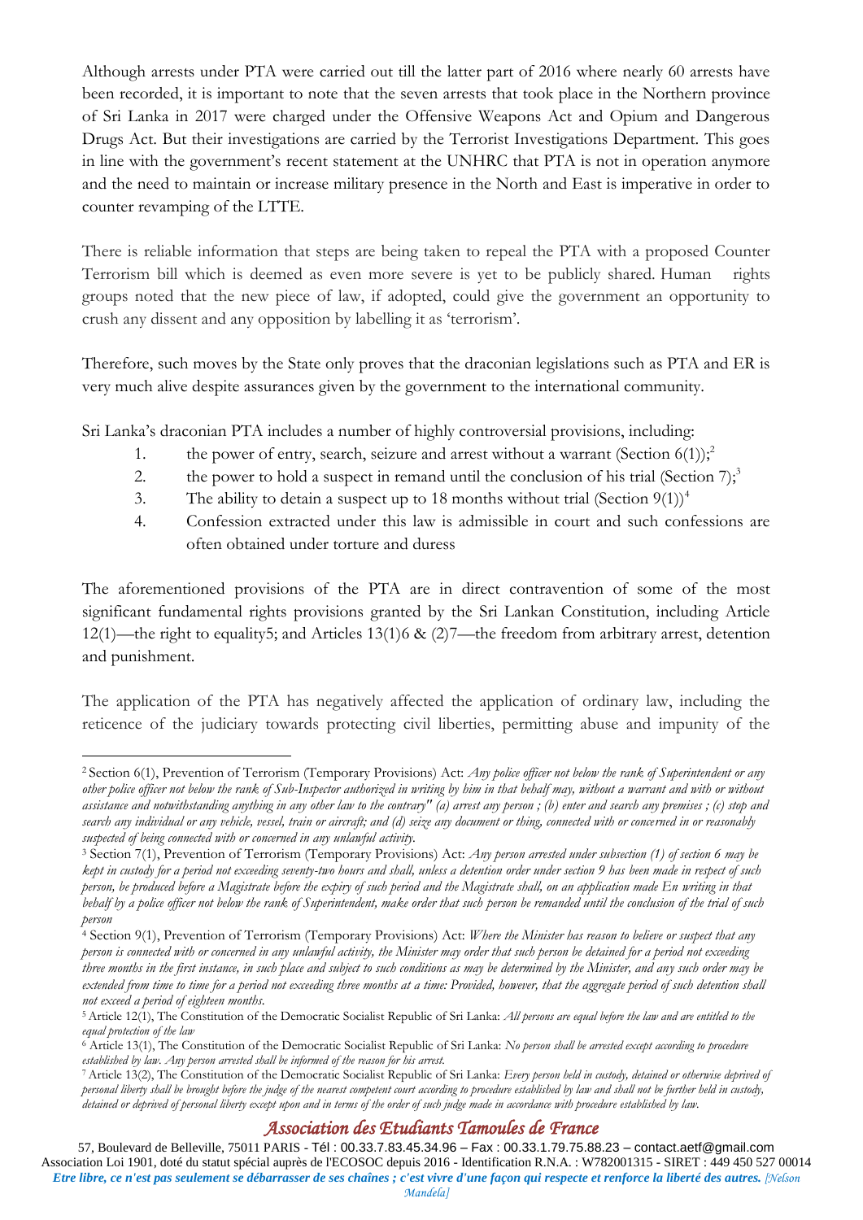Although arrests under PTA were carried out till the latter part of 2016 where nearly 60 arrests have been recorded, it is important to note that the seven arrests that took place in the Northern province of Sri Lanka in 2017 were charged under the Offensive Weapons Act and Opium and Dangerous Drugs Act. But their investigations are carried by the Terrorist Investigations Department. This goes in line with the government's recent statement at the UNHRC that PTA is not in operation anymore and the need to maintain or increase military presence in the North and East is imperative in order to counter revamping of the LTTE.

There is reliable information that steps are being taken to repeal the PTA with a proposed Counter Terrorism bill which is deemed as even more severe is yet to be publicly shared. Human rights groups noted that the new piece of law, if adopted, could give the government an opportunity to crush any dissent and any opposition by labelling it as 'terrorism'.

Therefore, such moves by the State only proves that the draconian legislations such as PTA and ER is very much alive despite assurances given by the government to the international community.

Sri Lanka's draconian PTA includes a number of highly controversial provisions, including:

1. the power of entry, search, seizure and arrest without a warrant (Section 6(1));[2]
2. the power to hold a suspect in remand until the conclusion of his trial (Section 7);[3]
3. The ability to detain a suspect up to 18 months without trial (Section 9(1))[4]
4. Confession extracted under this law is admissible in court and such confessions are often obtained under torture and duress

The aforementioned provisions of the PTA are in direct contravention of some of the most significant fundamental rights provisions granted by the Sri Lankan Constitution, including Article 12(1)—the right to equality5; and Articles 13(1)6 & (2)7—the freedom from arbitrary arrest, detention and punishment.

The application of the PTA has negatively affected the application of ordinary law, including the reticence of the judiciary towards protecting civil liberties, permitting abuse and impunity of the

---

[2] Section 6(1), Prevention of Terrorism (Temporary Provisions) Act: *Any police officer not below the rank of Superintendent or any other police officer not below the rank of Sub-Inspector authorized in writing by him in that behalf may, without a warrant and with or without assistance and notwithstanding anything in any other law to the contrary" (a) arrest any person ; (b) enter and search any premises ; (c) stop and search any individual or any vehicle, vessel, train or aircraft; and (d) seize any document or thing, connected with or concerned in or reasonably suspected of being connected with or concerned in any unlawful activity.*

[3] Section 7(1), Prevention of Terrorism (Temporary Provisions) Act: *Any person arrested under subsection (1) of section 6 may be kept in custody for a period not exceeding seventy-two hours and shall, unless a detention order under section 9 has been made in respect of such person, be produced before a Magistrate before the expiry of such period and the Magistrate shall, on an application made En writing in that behalf by a police officer not below the rank of Superintendent, make order that such person be remanded until the conclusion of the trial of such person*

[4] Section 9(1), Prevention of Terrorism (Temporary Provisions) Act: *Where the Minister has reason to believe or suspect that any person is connected with or concerned in any unlawful activity, the Minister may order that such person be detained for a period not exceeding three months in the first instance, in such place and subject to such conditions as may be determined by the Minister, and any such order may be extended from time to time for a period not exceeding three months at a time: Provided, however, that the aggregate period of such detention shall not exceed a period of eighteen months.*

[5] Article 12(1), The Constitution of the Democratic Socialist Republic of Sri Lanka: *All persons are equal before the law and are entitled to the equal protection of the law*

[6] Article 13(1), The Constitution of the Democratic Socialist Republic of Sri Lanka: *No person shall be arrested except according to procedure established by law. Any person arrested shall be informed of the reason for his arrest.*

[7] Article 13(2), The Constitution of the Democratic Socialist Republic of Sri Lanka: *Every person held in custody, detained or otherwise deprived of personal liberty shall be brought before the judge of the nearest competent court according to procedure established by law and shall not be further held in custody, detained or deprived of personal liberty except upon and in terms of the order of such judge made in accordance with procedure established by law.*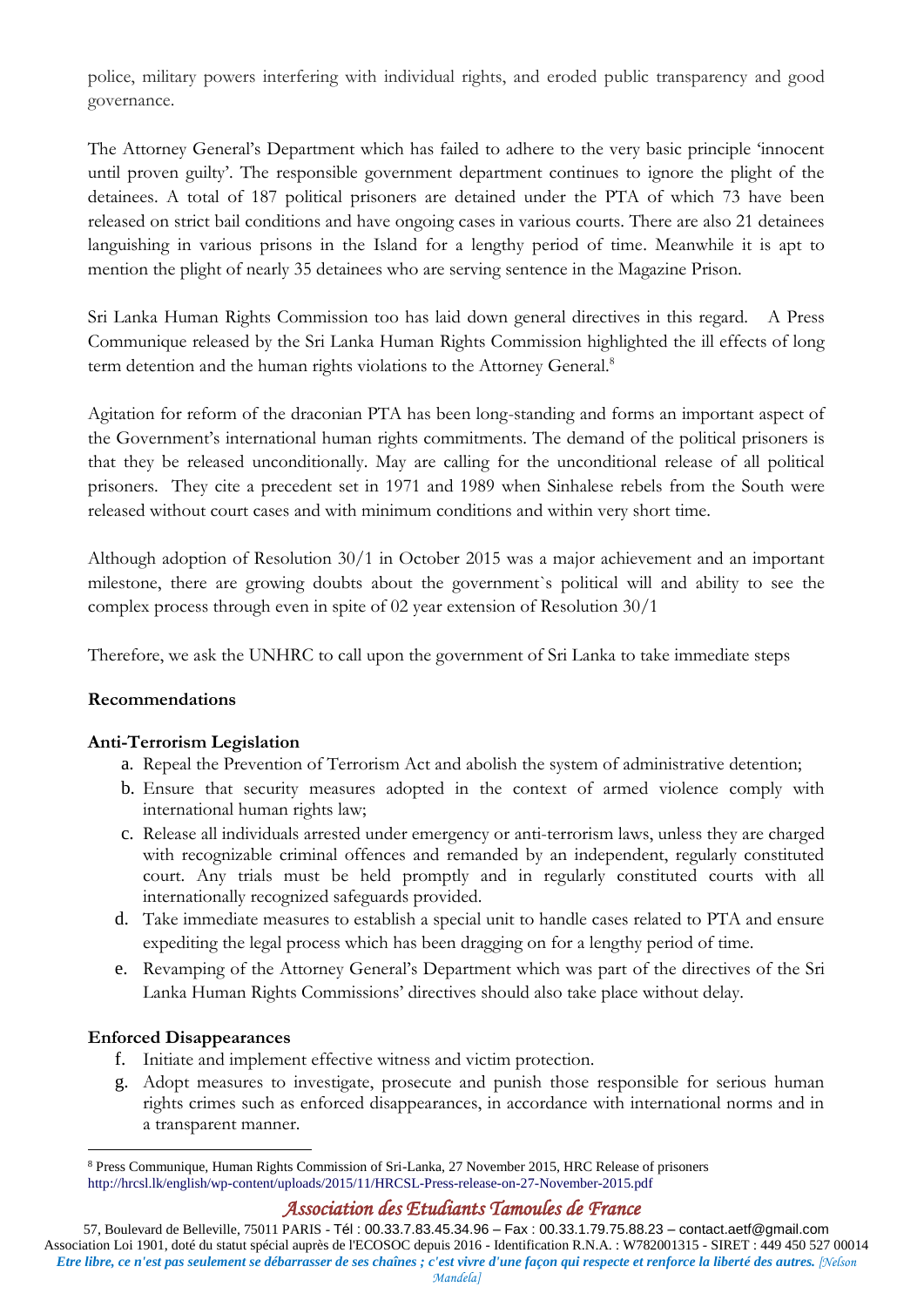police, military powers interfering with individual rights, and eroded public transparency and good governance.

The Attorney General's Department which has failed to adhere to the very basic principle 'innocent until proven guilty'. The responsible government department continues to ignore the plight of the detainees. A total of 187 political prisoners are detained under the PTA of which 73 have been released on strict bail conditions and have ongoing cases in various courts. There are also 21 detainees languishing in various prisons in the Island for a lengthy period of time. Meanwhile it is apt to mention the plight of nearly 35 detainees who are serving sentence in the Magazine Prison.

Sri Lanka Human Rights Commission too has laid down general directives in this regard. A Press Communique released by the Sri Lanka Human Rights Commission highlighted the ill effects of long term detention and the human rights violations to the Attorney General.[8]

Agitation for reform of the draconian PTA has been long-standing and forms an important aspect of the Government's international human rights commitments. The demand of the political prisoners is that they be released unconditionally. May are calling for the unconditional release of all political prisoners. They cite a precedent set in 1971 and 1989 when Sinhalese rebels from the South were released without court cases and with minimum conditions and within very short time.

Although adoption of Resolution 30/1 in October 2015 was a major achievement and an important milestone, there are growing doubts about the government`s political will and ability to see the complex process through even in spite of 02 year extension of Resolution 30/1

Therefore, we ask the UNHRC to call upon the government of Sri Lanka to take immediate steps

**Recommendations**

**Anti-Terrorism Legislation**

a. Repeal the Prevention of Terrorism Act and abolish the system of administrative detention;
b. Ensure that security measures adopted in the context of armed violence comply with international human rights law;
c. Release all individuals arrested under emergency or anti-terrorism laws, unless they are charged with recognizable criminal offences and remanded by an independent, regularly constituted court. Any trials must be held promptly and in regularly constituted courts with all internationally recognized safeguards provided.
d. Take immediate measures to establish a special unit to handle cases related to PTA and ensure expediting the legal process which has been dragging on for a lengthy period of time.
e. Revamping of the Attorney General's Department which was part of the directives of the Sri Lanka Human Rights Commissions' directives should also take place without delay.

**Enforced Disappearances**

f. Initiate and implement effective witness and victim protection.
g. Adopt measures to investigate, prosecute and punish those responsible for serious human rights crimes such as enforced disappearances, in accordance with international norms and in a transparent manner.

---

[8] Press Communique, Human Rights Commission of Sri-Lanka, 27 November 2015, HRC Release of prisoners http://hrcsl.lk/english/wp-content/uploads/2015/11/HRCSL-Press-release-on-27-November-2015.pdf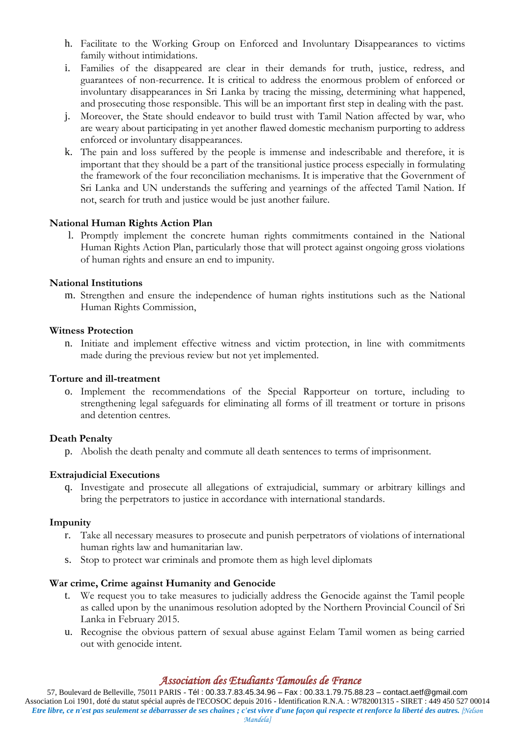h. Facilitate to the Working Group on Enforced and Involuntary Disappearances to victims family without intimidations.

i. Families of the disappeared are clear in their demands for truth, justice, redress, and guarantees of non-recurrence. It is critical to address the enormous problem of enforced or involuntary disappearances in Sri Lanka by tracing the missing, determining what happened, and prosecuting those responsible. This will be an important first step in dealing with the past.

j. Moreover, the State should endeavor to build trust with Tamil Nation affected by war, who are weary about participating in yet another flawed domestic mechanism purporting to address enforced or involuntary disappearances.

k. The pain and loss suffered by the people is immense and indescribable and therefore, it is important that they should be a part of the transitional justice process especially in formulating the framework of the four reconciliation mechanisms. It is imperative that the Government of Sri Lanka and UN understands the suffering and yearnings of the affected Tamil Nation. If not, search for truth and justice would be just another failure.

**National Human Rights Action Plan**

l. Promptly implement the concrete human rights commitments contained in the National Human Rights Action Plan, particularly those that will protect against ongoing gross violations of human rights and ensure an end to impunity.

**National Institutions**

m. Strengthen and ensure the independence of human rights institutions such as the National Human Rights Commission,

**Witness Protection**

n. Initiate and implement effective witness and victim protection, in line with commitments made during the previous review but not yet implemented.

**Torture and ill-treatment**

o. Implement the recommendations of the Special Rapporteur on torture, including to strengthening legal safeguards for eliminating all forms of ill treatment or torture in prisons and detention centres.

**Death Penalty**

p. Abolish the death penalty and commute all death sentences to terms of imprisonment.

**Extrajudicial Executions**

q. Investigate and prosecute all allegations of extrajudicial, summary or arbitrary killings and bring the perpetrators to justice in accordance with international standards.

**Impunity**

r. Take all necessary measures to prosecute and punish perpetrators of violations of international human rights law and humanitarian law.

s. Stop to protect war criminals and promote them as high level diplomats

**War crime, Crime against Humanity and Genocide**

t. We request you to take measures to judicially address the Genocide against the Tamil people as called upon by the unanimous resolution adopted by the Northern Provincial Council of Sri Lanka in February 2015.

u. Recognise the obvious pattern of sexual abuse against Eelam Tamil women as being carried out with genocide intent.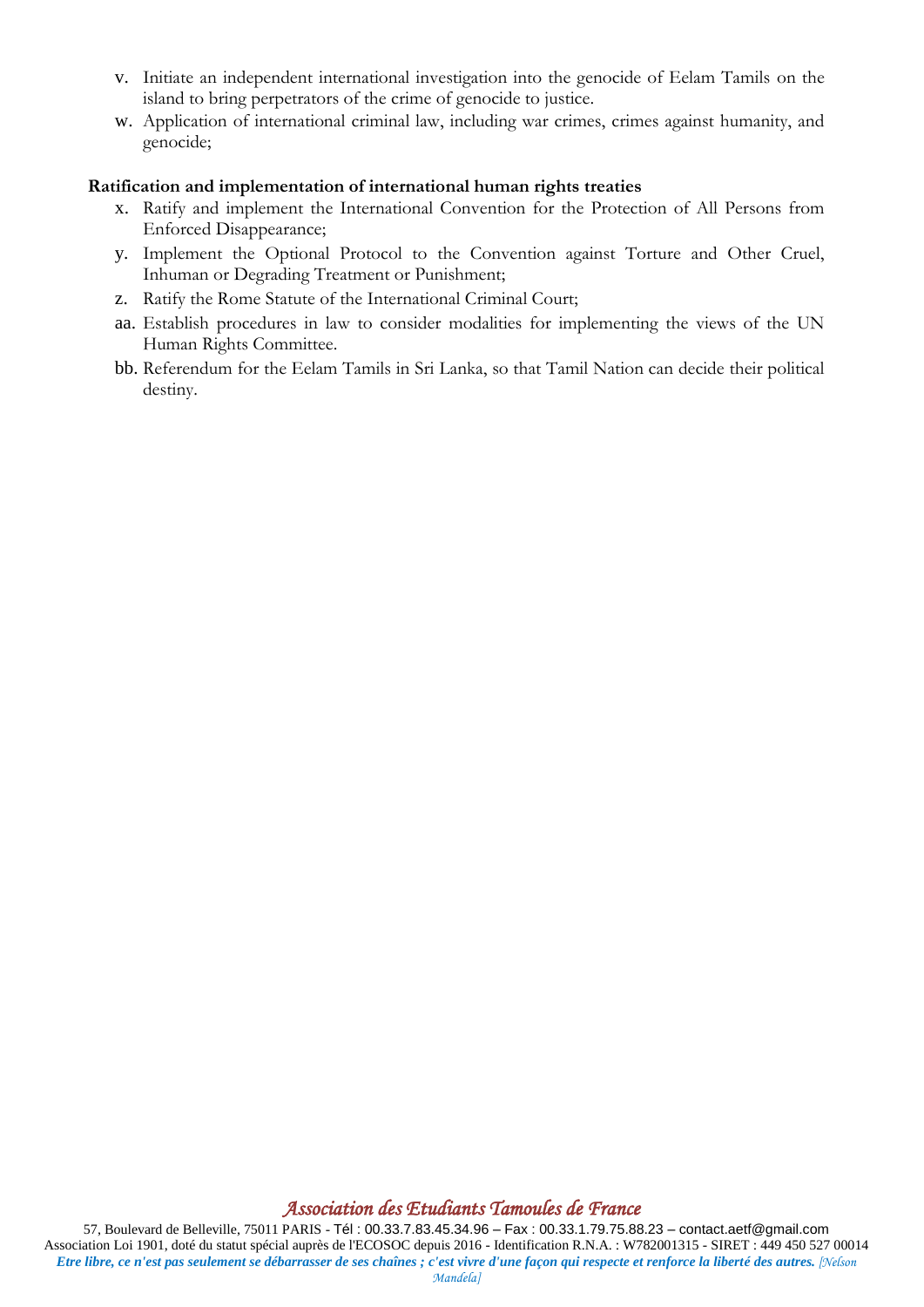v. Initiate an independent international investigation into the genocide of Eelam Tamils on the island to bring perpetrators of the crime of genocide to justice.
w. Application of international criminal law, including war crimes, crimes against humanity, and genocide;

**Ratification and implementation of international human rights treaties**

x. Ratify and implement the International Convention for the Protection of All Persons from Enforced Disappearance;
y. Implement the Optional Protocol to the Convention against Torture and Other Cruel, Inhuman or Degrading Treatment or Punishment;
z. Ratify the Rome Statute of the International Criminal Court;
aa. Establish procedures in law to consider modalities for implementing the views of the UN Human Rights Committee.
bb. Referendum for the Eelam Tamils in Sri Lanka, so that Tamil Nation can decide their political destiny.